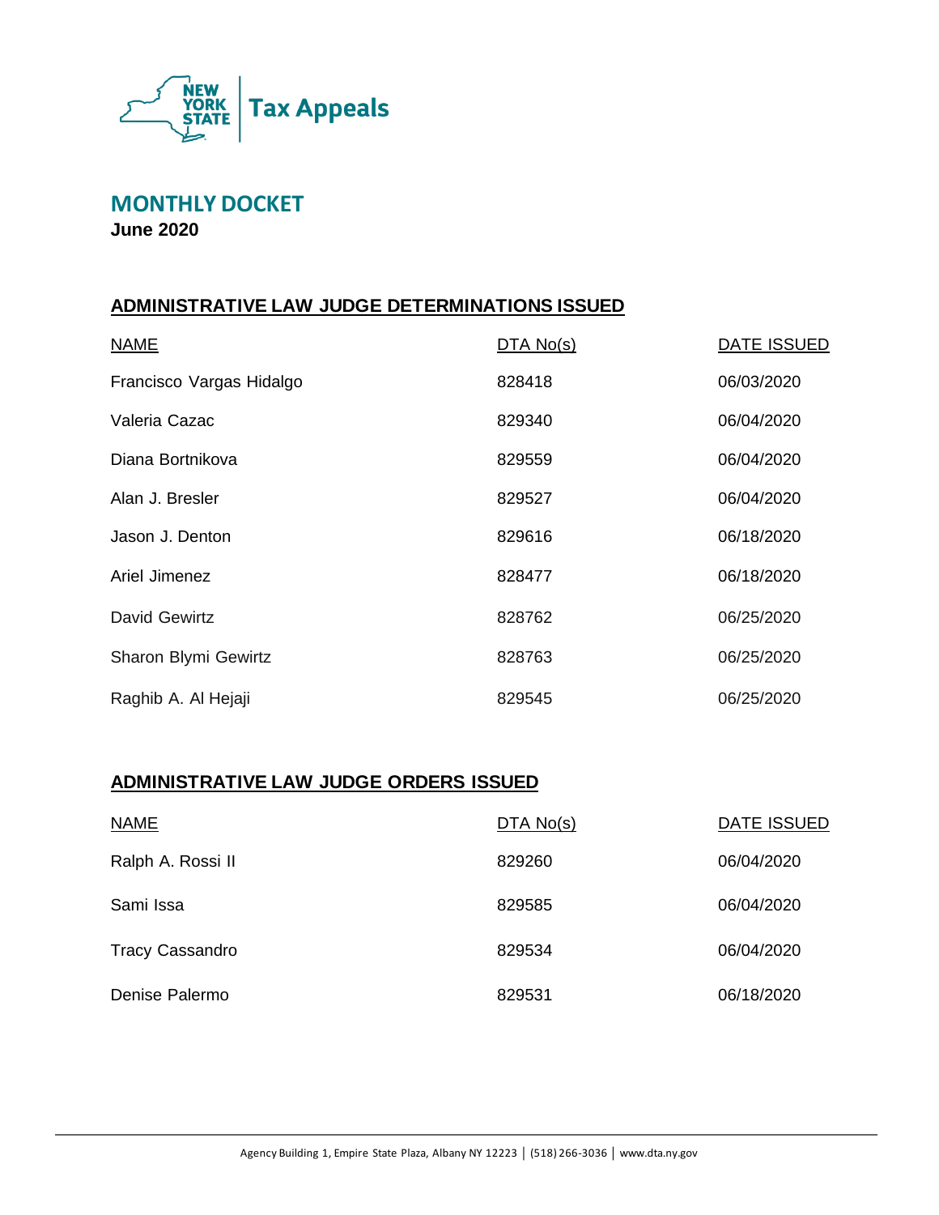NEW YORK STATE | Tax Appeals

# MONTHLY DOCKET

**June 2020**

## ADMINISTRATIVE LAW JUDGE DETERMINATIONS ISSUED

| NAME | DTA No(s) | DATE ISSUED |
|---|---|---|
| Francisco Vargas Hidalgo | 828418 | 06/03/2020 |
| Valeria Cazac | 829340 | 06/04/2020 |
| Diana Bortnikova | 829559 | 06/04/2020 |
| Alan J. Bresler | 829527 | 06/04/2020 |
| Jason J. Denton | 829616 | 06/18/2020 |
| Ariel Jimenez | 828477 | 06/18/2020 |
| David Gewirtz | 828762 | 06/25/2020 |
| Sharon Blymi Gewirtz | 828763 | 06/25/2020 |
| Raghib A. Al Hejaji | 829545 | 06/25/2020 |

## ADMINISTRATIVE LAW JUDGE ORDERS ISSUED

| NAME | DTA No(s) | DATE ISSUED |
|---|---|---|
| Ralph A. Rossi II | 829260 | 06/04/2020 |
| Sami Issa | 829585 | 06/04/2020 |
| Tracy Cassandro | 829534 | 06/04/2020 |
| Denise Palermo | 829531 | 06/18/2020 |

Agency Building 1, Empire State Plaza, Albany NY 12223 | (518) 266-3036 | www.dta.ny.gov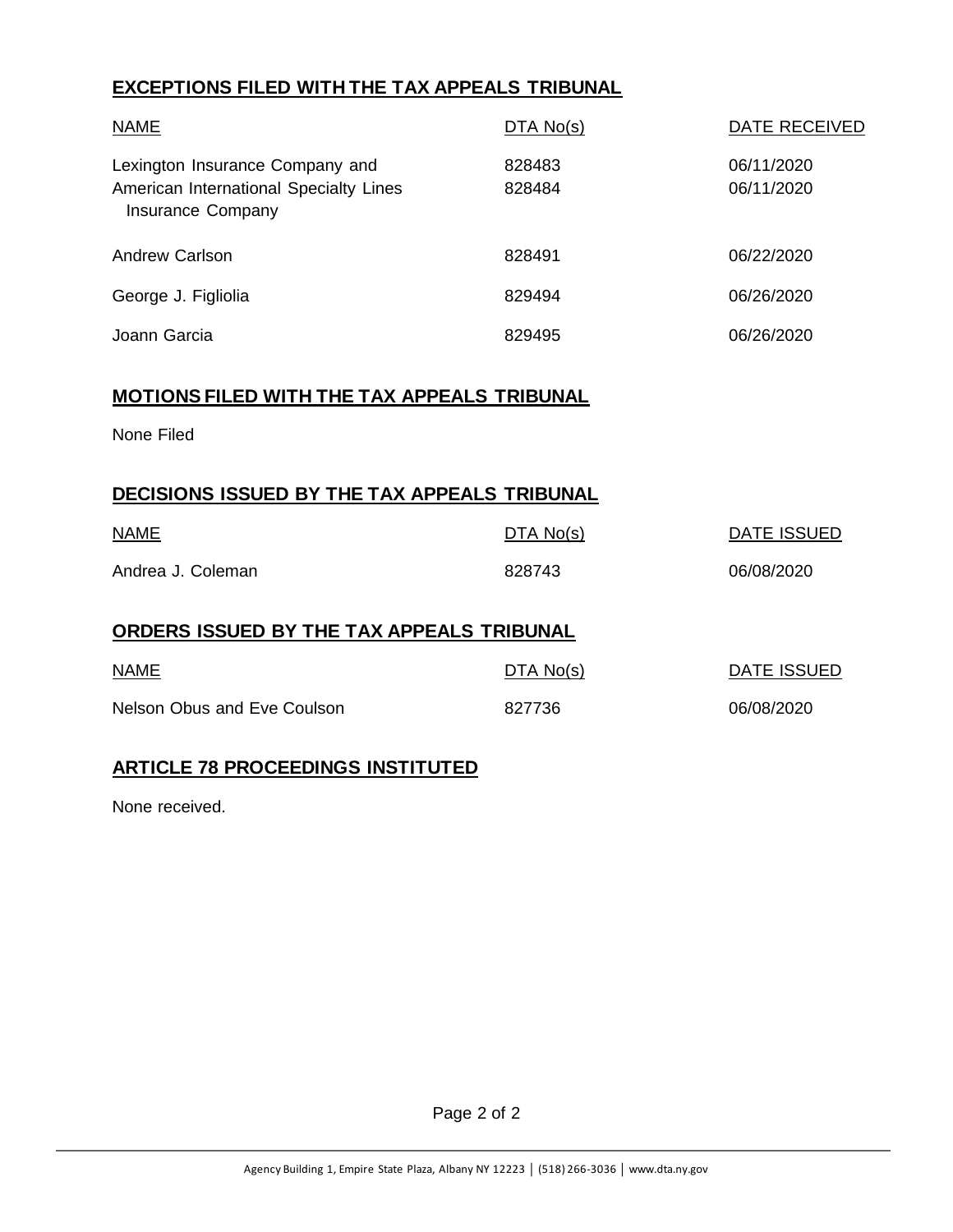## EXCEPTIONS FILED WITH THE TAX APPEALS TRIBUNAL

| NAME | DTA No(s) | DATE RECEIVED |
|---|---|---|
| Lexington Insurance Company and | 828483 | 06/11/2020 |
| American International Specialty Lines Insurance Company | 828484 | 06/11/2020 |
| Andrew Carlson | 828491 | 06/22/2020 |
| George J. Figliolia | 829494 | 06/26/2020 |
| Joann Garcia | 829495 | 06/26/2020 |

## MOTIONS FILED WITH THE TAX APPEALS TRIBUNAL

None Filed

## DECISIONS ISSUED BY THE TAX APPEALS TRIBUNAL

| NAME | DTA No(s) | DATE ISSUED |
|---|---|---|
| Andrea J. Coleman | 828743 | 06/08/2020 |

## ORDERS ISSUED BY THE TAX APPEALS TRIBUNAL

| NAME | DTA No(s) | DATE ISSUED |
|---|---|---|
| Nelson Obus and Eve Coulson | 827736 | 06/08/2020 |

## ARTICLE 78 PROCEEDINGS INSTITUTED

None received.

Agency Building 1, Empire State Plaza, Albany NY 12223 | (518) 266-3036 | www.dta.ny.gov